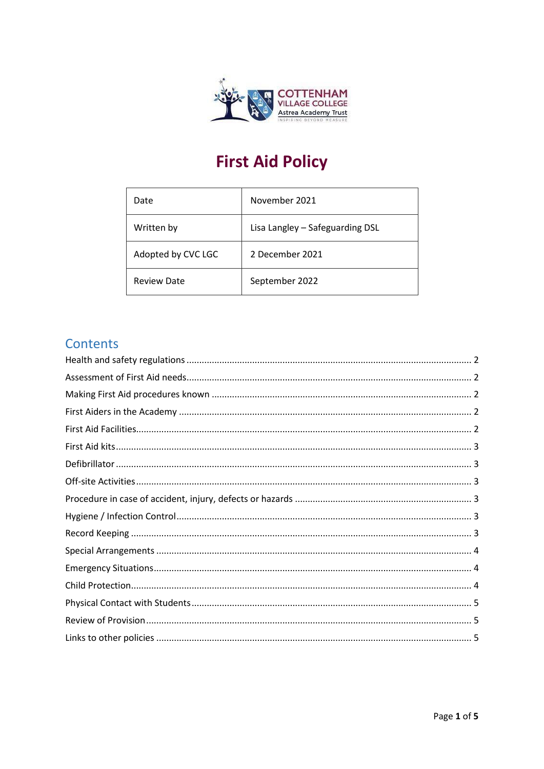# First Aid Policy

| Date | November 2021 |
|---|---|
| Written by | Lisa Langley – Safeguarding DSL |
| Adopted by CVC LGC | 2 December 2021 |
| Review Date | September 2022 |

## Contents

- Health and safety regulations ........ 2
- Assessment of First Aid needs ........ 2
- Making First Aid procedures known ........ 2
- First Aiders in the Academy ........ 2
- First Aid Facilities ........ 2
- First Aid kits ........ 3
- Defibrillator ........ 3
- Off-site Activities ........ 3
- Procedure in case of accident, injury, defects or hazards ........ 3
- Hygiene / Infection Control ........ 3
- Record Keeping ........ 3
- Special Arrangements ........ 4
- Emergency Situations ........ 4
- Child Protection ........ 4
- Physical Contact with Students ........ 5
- Review of Provision ........ 5
- Links to other policies ........ 5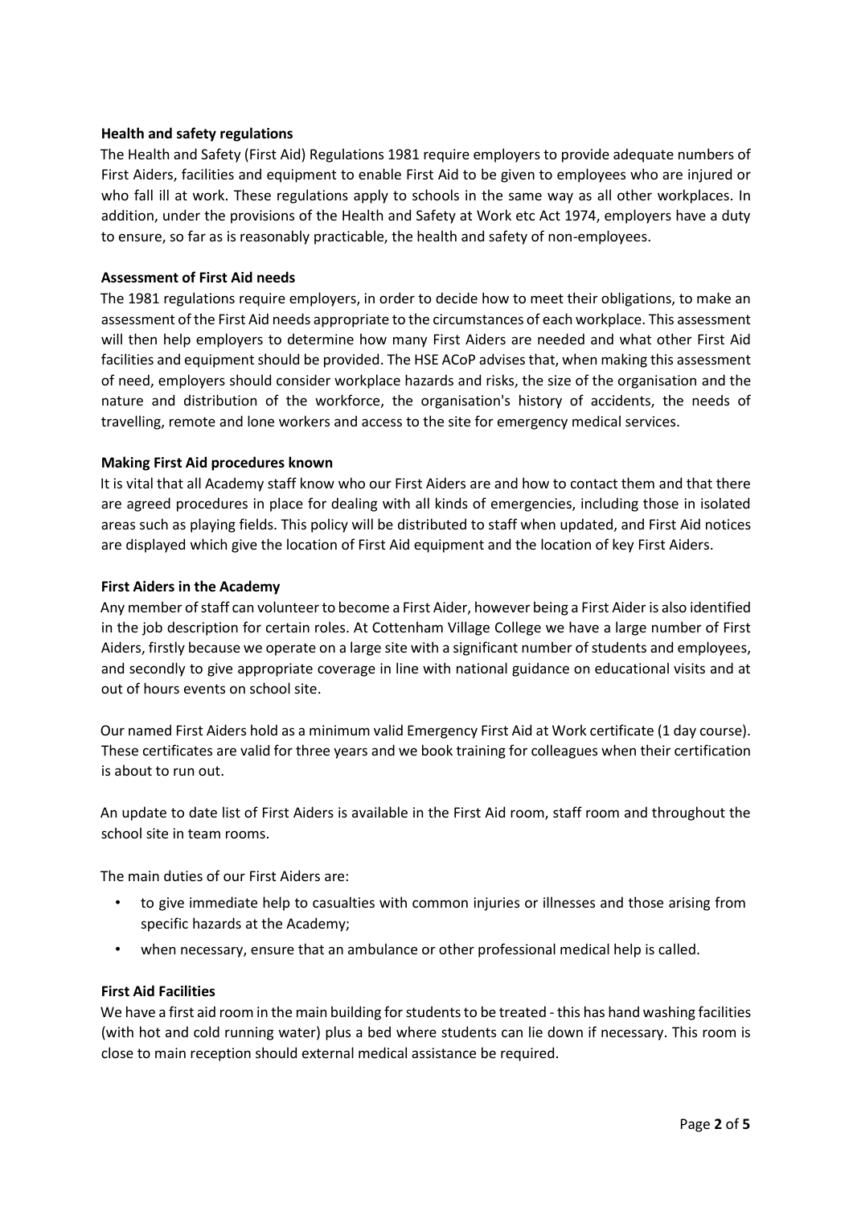**Health and safety regulations**

The Health and Safety (First Aid) Regulations 1981 require employers to provide adequate numbers of First Aiders, facilities and equipment to enable First Aid to be given to employees who are injured or who fall ill at work. These regulations apply to schools in the same way as all other workplaces. In addition, under the provisions of the Health and Safety at Work etc Act 1974, employers have a duty to ensure, so far as is reasonably practicable, the health and safety of non-employees.

**Assessment of First Aid needs**

The 1981 regulations require employers, in order to decide how to meet their obligations, to make an assessment of the First Aid needs appropriate to the circumstances of each workplace. This assessment will then help employers to determine how many First Aiders are needed and what other First Aid facilities and equipment should be provided. The HSE ACoP advises that, when making this assessment of need, employers should consider workplace hazards and risks, the size of the organisation and the nature and distribution of the workforce, the organisation's history of accidents, the needs of travelling, remote and lone workers and access to the site for emergency medical services.

**Making First Aid procedures known**

It is vital that all Academy staff know who our First Aiders are and how to contact them and that there are agreed procedures in place for dealing with all kinds of emergencies, including those in isolated areas such as playing fields. This policy will be distributed to staff when updated, and First Aid notices are displayed which give the location of First Aid equipment and the location of key First Aiders.

**First Aiders in the Academy**

Any member of staff can volunteer to become a First Aider, however being a First Aider is also identified in the job description for certain roles. At Cottenham Village College we have a large number of First Aiders, firstly because we operate on a large site with a significant number of students and employees, and secondly to give appropriate coverage in line with national guidance on educational visits and at out of hours events on school site.

Our named First Aiders hold as a minimum valid Emergency First Aid at Work certificate (1 day course). These certificates are valid for three years and we book training for colleagues when their certification is about to run out.

An update to date list of First Aiders is available in the First Aid room, staff room and throughout the school site in team rooms.

The main duties of our First Aiders are:

- to give immediate help to casualties with common injuries or illnesses and those arising from specific hazards at the Academy;
- when necessary, ensure that an ambulance or other professional medical help is called.

**First Aid Facilities**

We have a first aid room in the main building for students to be treated - this has hand washing facilities (with hot and cold running water) plus a bed where students can lie down if necessary. This room is close to main reception should external medical assistance be required.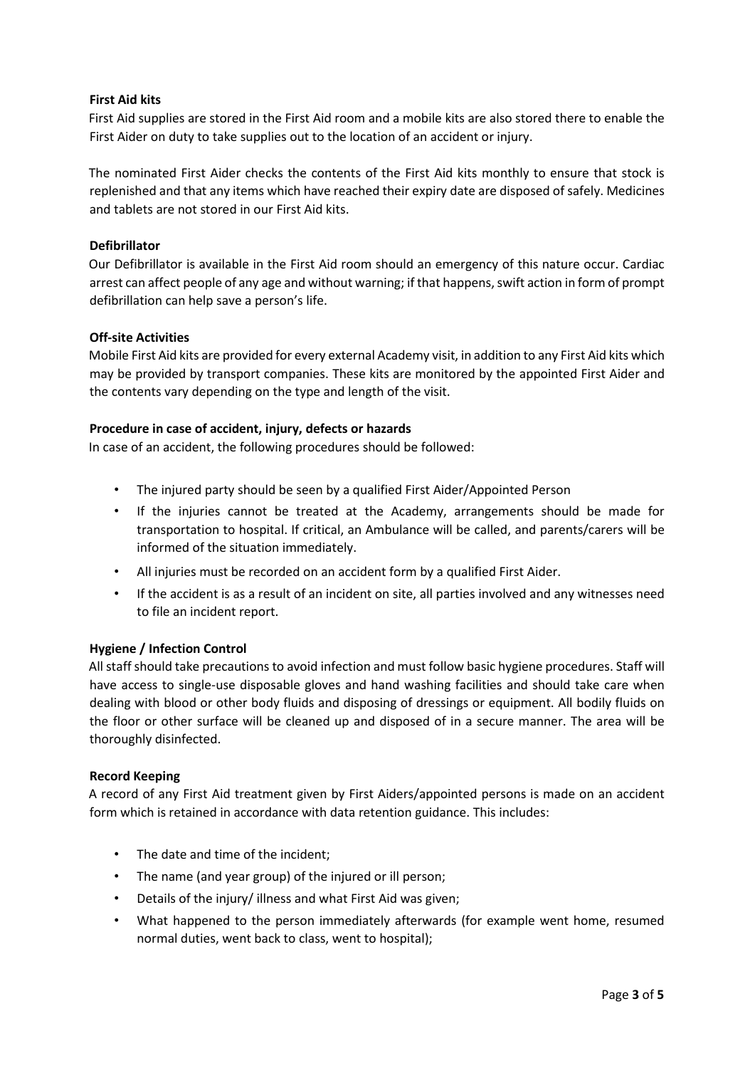**First Aid kits**

First Aid supplies are stored in the First Aid room and a mobile kits are also stored there to enable the First Aider on duty to take supplies out to the location of an accident or injury.

The nominated First Aider checks the contents of the First Aid kits monthly to ensure that stock is replenished and that any items which have reached their expiry date are disposed of safely. Medicines and tablets are not stored in our First Aid kits.

**Defibrillator**

Our Defibrillator is available in the First Aid room should an emergency of this nature occur. Cardiac arrest can affect people of any age and without warning; if that happens, swift action in form of prompt defibrillation can help save a person's life.

**Off-site Activities**

Mobile First Aid kits are provided for every external Academy visit, in addition to any First Aid kits which may be provided by transport companies. These kits are monitored by the appointed First Aider and the contents vary depending on the type and length of the visit.

**Procedure in case of accident, injury, defects or hazards**

In case of an accident, the following procedures should be followed:

- The injured party should be seen by a qualified First Aider/Appointed Person
- If the injuries cannot be treated at the Academy, arrangements should be made for transportation to hospital. If critical, an Ambulance will be called, and parents/carers will be informed of the situation immediately.
- All injuries must be recorded on an accident form by a qualified First Aider.
- If the accident is as a result of an incident on site, all parties involved and any witnesses need to file an incident report.

**Hygiene / Infection Control**

All staff should take precautions to avoid infection and must follow basic hygiene procedures. Staff will have access to single-use disposable gloves and hand washing facilities and should take care when dealing with blood or other body fluids and disposing of dressings or equipment. All bodily fluids on the floor or other surface will be cleaned up and disposed of in a secure manner. The area will be thoroughly disinfected.

**Record Keeping**

A record of any First Aid treatment given by First Aiders/appointed persons is made on an accident form which is retained in accordance with data retention guidance. This includes:

- The date and time of the incident;
- The name (and year group) of the injured or ill person;
- Details of the injury/ illness and what First Aid was given;
- What happened to the person immediately afterwards (for example went home, resumed normal duties, went back to class, went to hospital);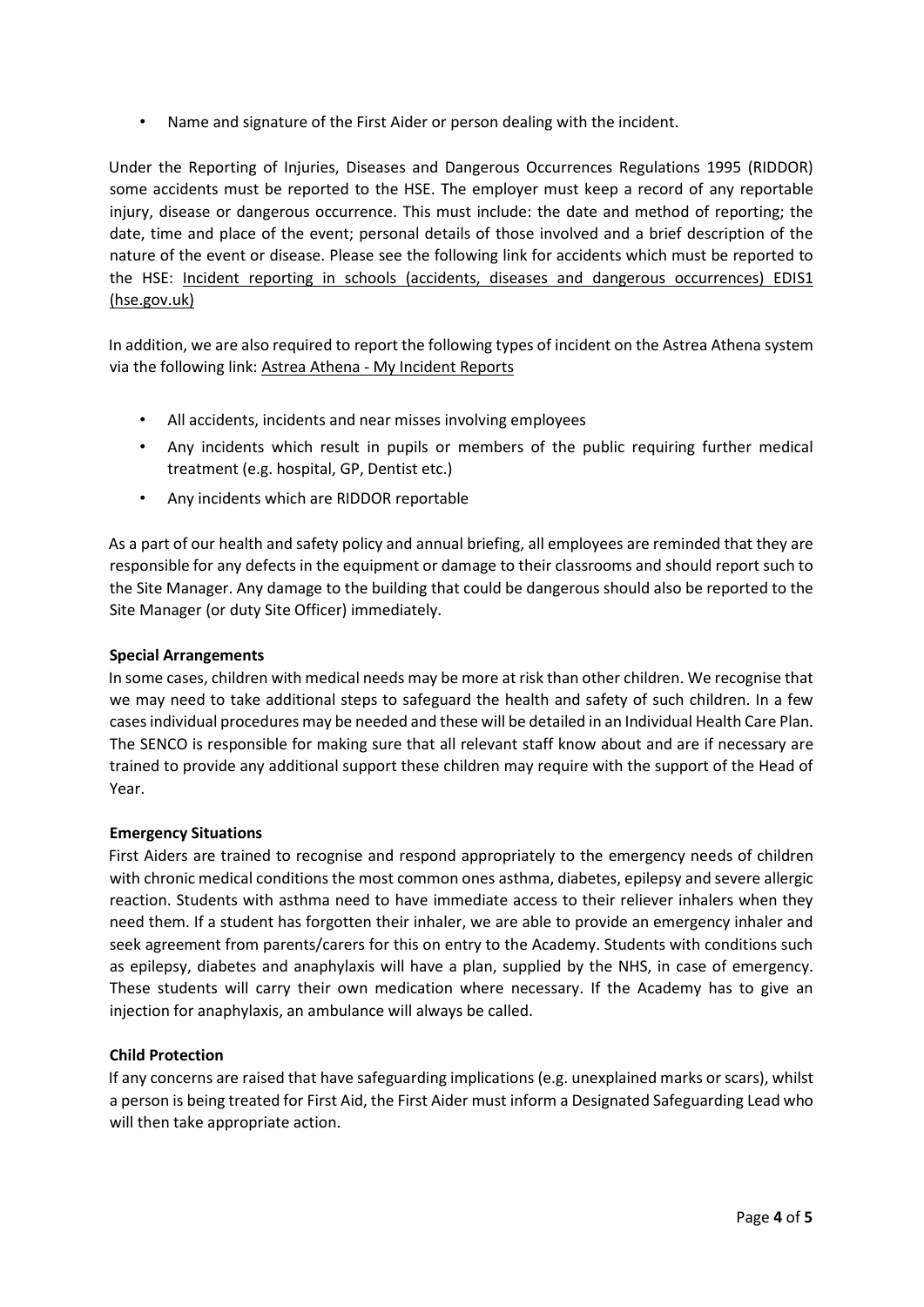- Name and signature of the First Aider or person dealing with the incident.

Under the Reporting of Injuries, Diseases and Dangerous Occurrences Regulations 1995 (RIDDOR) some accidents must be reported to the HSE. The employer must keep a record of any reportable injury, disease or dangerous occurrence. This must include: the date and method of reporting; the date, time and place of the event; personal details of those involved and a brief description of the nature of the event or disease. Please see the following link for accidents which must be reported to the HSE: Incident reporting in schools (accidents, diseases and dangerous occurrences) EDIS1 (hse.gov.uk)

In addition, we are also required to report the following types of incident on the Astrea Athena system via the following link: Astrea Athena - My Incident Reports

- All accidents, incidents and near misses involving employees
- Any incidents which result in pupils or members of the public requiring further medical treatment (e.g. hospital, GP, Dentist etc.)
- Any incidents which are RIDDOR reportable

As a part of our health and safety policy and annual briefing, all employees are reminded that they are responsible for any defects in the equipment or damage to their classrooms and should report such to the Site Manager. Any damage to the building that could be dangerous should also be reported to the Site Manager (or duty Site Officer) immediately.

**Special Arrangements**

In some cases, children with medical needs may be more at risk than other children. We recognise that we may need to take additional steps to safeguard the health and safety of such children. In a few cases individual procedures may be needed and these will be detailed in an Individual Health Care Plan. The SENCO is responsible for making sure that all relevant staff know about and are if necessary are trained to provide any additional support these children may require with the support of the Head of Year.

**Emergency Situations**

First Aiders are trained to recognise and respond appropriately to the emergency needs of children with chronic medical conditions the most common ones asthma, diabetes, epilepsy and severe allergic reaction. Students with asthma need to have immediate access to their reliever inhalers when they need them. If a student has forgotten their inhaler, we are able to provide an emergency inhaler and seek agreement from parents/carers for this on entry to the Academy. Students with conditions such as epilepsy, diabetes and anaphylaxis will have a plan, supplied by the NHS, in case of emergency. These students will carry their own medication where necessary. If the Academy has to give an injection for anaphylaxis, an ambulance will always be called.

**Child Protection**

If any concerns are raised that have safeguarding implications (e.g. unexplained marks or scars), whilst a person is being treated for First Aid, the First Aider must inform a Designated Safeguarding Lead who will then take appropriate action.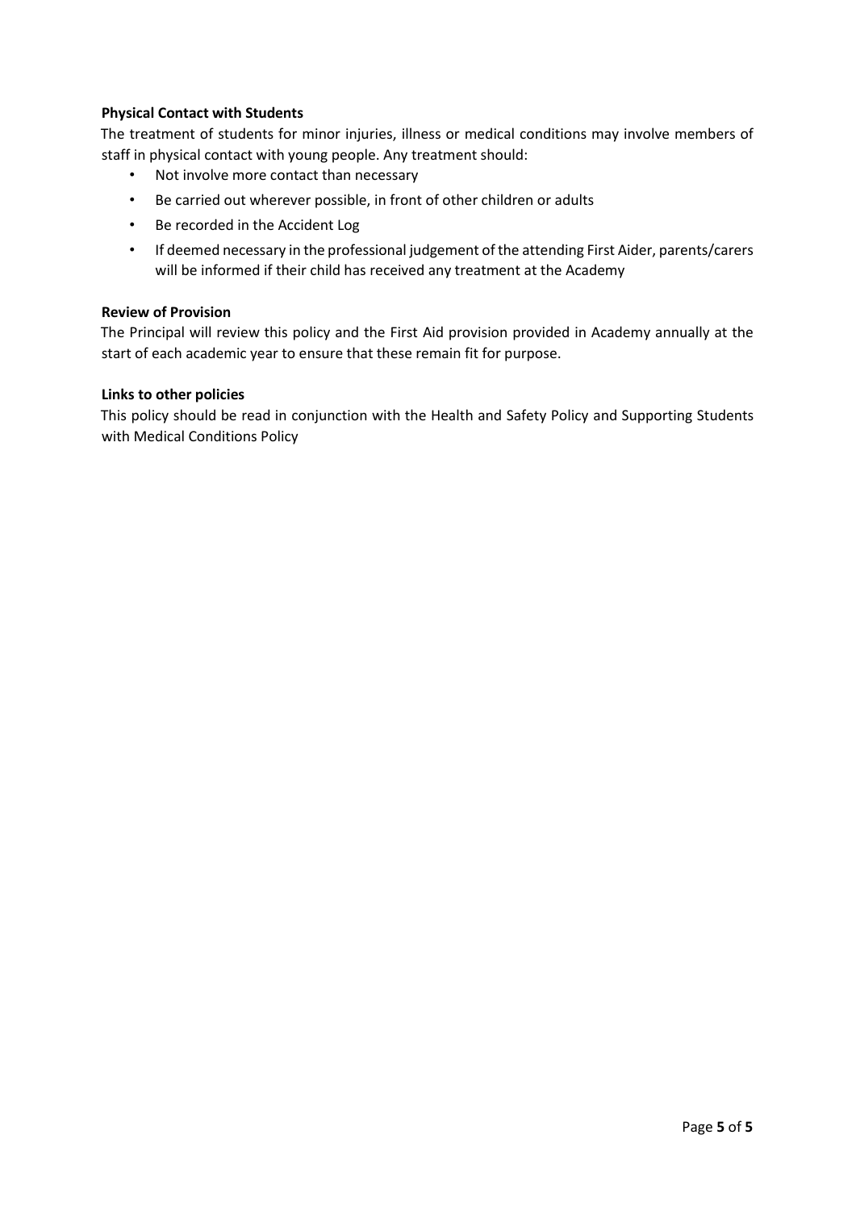**Physical Contact with Students**

The treatment of students for minor injuries, illness or medical conditions may involve members of staff in physical contact with young people. Any treatment should:

- Not involve more contact than necessary
- Be carried out wherever possible, in front of other children or adults
- Be recorded in the Accident Log
- If deemed necessary in the professional judgement of the attending First Aider, parents/carers will be informed if their child has received any treatment at the Academy

**Review of Provision**

The Principal will review this policy and the First Aid provision provided in Academy annually at the start of each academic year to ensure that these remain fit for purpose.

**Links to other policies**

This policy should be read in conjunction with the Health and Safety Policy and Supporting Students with Medical Conditions Policy